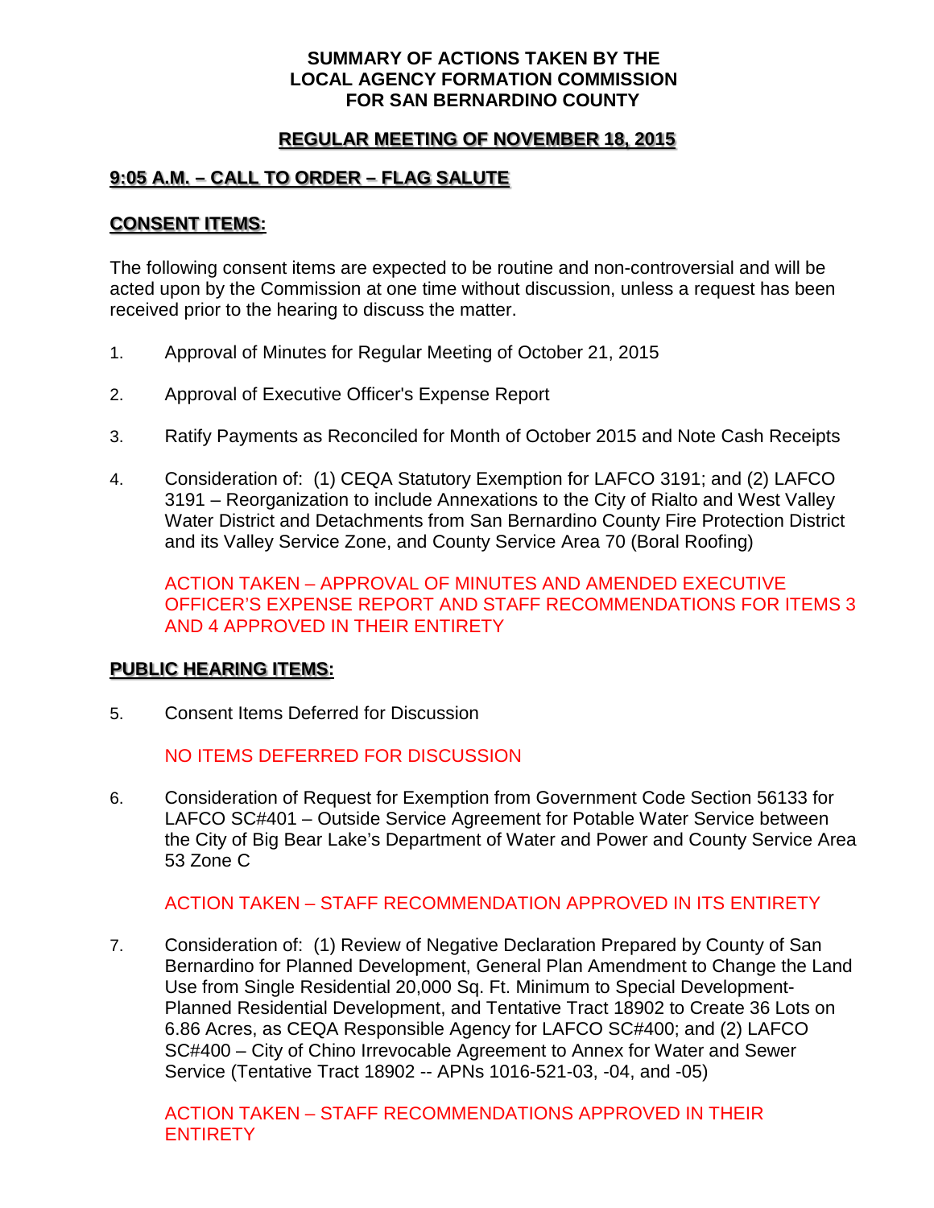# SUMMARY OF ACTIONS TAKEN BY THE LOCAL AGENCY FORMATION COMMISSION FOR SAN BERNARDINO COUNTY

## REGULAR MEETING OF NOVEMBER 18, 2015

## 9:05 A.M. – CALL TO ORDER – FLAG SALUTE

## CONSENT ITEMS:

The following consent items are expected to be routine and non-controversial and will be acted upon by the Commission at one time without discussion, unless a request has been received prior to the hearing to discuss the matter.

1. Approval of Minutes for Regular Meeting of October 21, 2015

2. Approval of Executive Officer's Expense Report

3. Ratify Payments as Reconciled for Month of October 2015 and Note Cash Receipts

4. Consideration of: (1) CEQA Statutory Exemption for LAFCO 3191; and (2) LAFCO 3191 – Reorganization to include Annexations to the City of Rialto and West Valley Water District and Detachments from San Bernardino County Fire Protection District and its Valley Service Zone, and County Service Area 70 (Boral Roofing)

   ACTION TAKEN – APPROVAL OF MINUTES AND AMENDED EXECUTIVE OFFICER'S EXPENSE REPORT AND STAFF RECOMMENDATIONS FOR ITEMS 3 AND 4 APPROVED IN THEIR ENTIRETY

## PUBLIC HEARING ITEMS:

5. Consent Items Deferred for Discussion

   NO ITEMS DEFERRED FOR DISCUSSION

6. Consideration of Request for Exemption from Government Code Section 56133 for LAFCO SC#401 – Outside Service Agreement for Potable Water Service between the City of Big Bear Lake's Department of Water and Power and County Service Area 53 Zone C

   ACTION TAKEN – STAFF RECOMMENDATION APPROVED IN ITS ENTIRETY

7. Consideration of: (1) Review of Negative Declaration Prepared by County of San Bernardino for Planned Development, General Plan Amendment to Change the Land Use from Single Residential 20,000 Sq. Ft. Minimum to Special Development-Planned Residential Development, and Tentative Tract 18902 to Create 36 Lots on 6.86 Acres, as CEQA Responsible Agency for LAFCO SC#400; and (2) LAFCO SC#400 – City of Chino Irrevocable Agreement to Annex for Water and Sewer Service (Tentative Tract 18902 -- APNs 1016-521-03, -04, and -05)

   ACTION TAKEN – STAFF RECOMMENDATIONS APPROVED IN THEIR ENTIRETY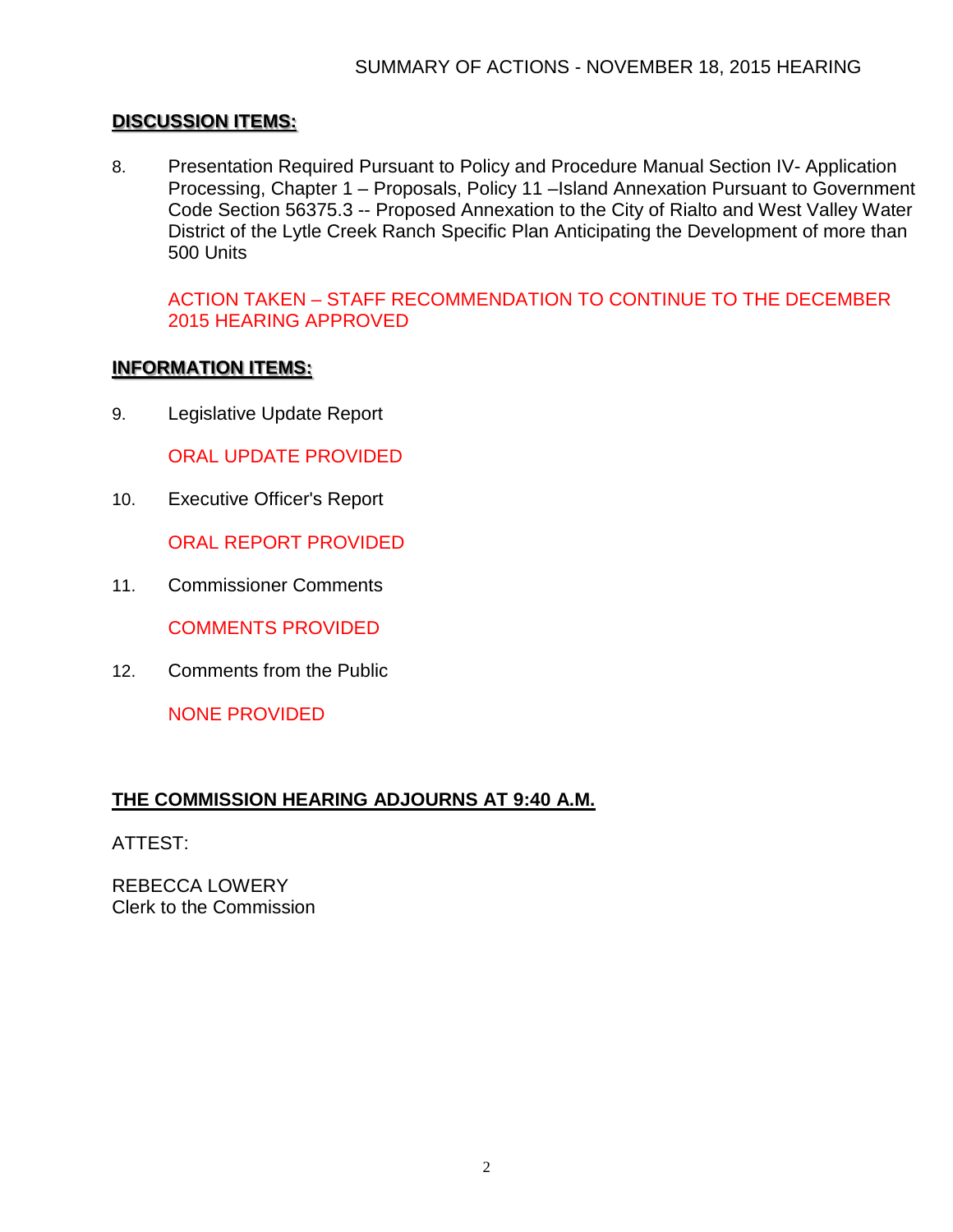SUMMARY OF ACTIONS - NOVEMBER 18, 2015 HEARING

## DISCUSSION ITEMS:

8. Presentation Required Pursuant to Policy and Procedure Manual Section IV- Application Processing, Chapter 1 – Proposals, Policy 11 –Island Annexation Pursuant to Government Code Section 56375.3 -- Proposed Annexation to the City of Rialto and West Valley Water District of the Lytle Creek Ranch Specific Plan Anticipating the Development of more than 500 Units

   ACTION TAKEN – STAFF RECOMMENDATION TO CONTINUE TO THE DECEMBER 2015 HEARING APPROVED

## INFORMATION ITEMS:

9. Legislative Update Report

   ORAL UPDATE PROVIDED

10. Executive Officer's Report

    ORAL REPORT PROVIDED

11. Commissioner Comments

    COMMENTS PROVIDED

12. Comments from the Public

    NONE PROVIDED

**THE COMMISSION HEARING ADJOURNS AT 9:40 A.M.**

ATTEST:

REBECCA LOWERY
Clerk to the Commission